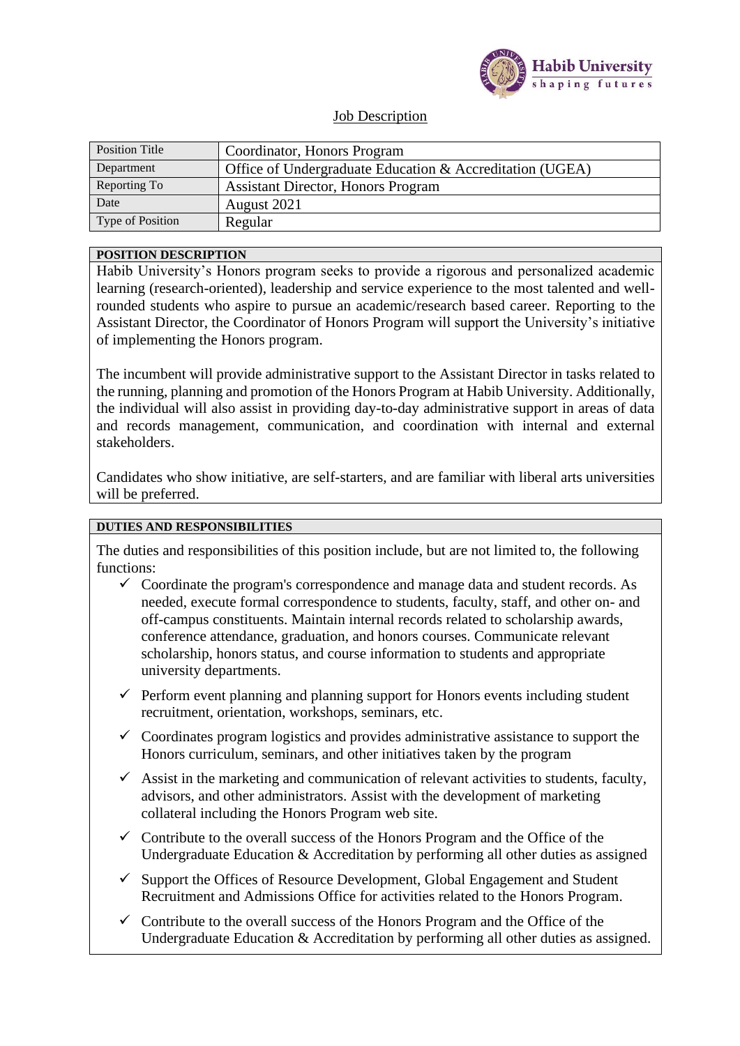# Job Description

| Position Title | Coordinator, Honors Program |
|---|---|
| Department | Office of Undergraduate Education & Accreditation (UGEA) |
| Reporting To | Assistant Director, Honors Program |
| Date | August 2021 |
| Type of Position | Regular |

## POSITION DESCRIPTION

Habib University's Honors program seeks to provide a rigorous and personalized academic learning (research-oriented), leadership and service experience to the most talented and well-rounded students who aspire to pursue an academic/research based career. Reporting to the Assistant Director, the Coordinator of Honors Program will support the University's initiative of implementing the Honors program.

The incumbent will provide administrative support to the Assistant Director in tasks related to the running, planning and promotion of the Honors Program at Habib University. Additionally, the individual will also assist in providing day-to-day administrative support in areas of data and records management, communication, and coordination with internal and external stakeholders.

Candidates who show initiative, are self-starters, and are familiar with liberal arts universities will be preferred.

## DUTIES AND RESPONSIBILITIES

The duties and responsibilities of this position include, but are not limited to, the following functions:

- ✓ Coordinate the program's correspondence and manage data and student records. As needed, execute formal correspondence to students, faculty, staff, and other on- and off-campus constituents. Maintain internal records related to scholarship awards, conference attendance, graduation, and honors courses. Communicate relevant scholarship, honors status, and course information to students and appropriate university departments.
- ✓ Perform event planning and planning support for Honors events including student recruitment, orientation, workshops, seminars, etc.
- ✓ Coordinates program logistics and provides administrative assistance to support the Honors curriculum, seminars, and other initiatives taken by the program
- ✓ Assist in the marketing and communication of relevant activities to students, faculty, advisors, and other administrators. Assist with the development of marketing collateral including the Honors Program web site.
- ✓ Contribute to the overall success of the Honors Program and the Office of the Undergraduate Education & Accreditation by performing all other duties as assigned
- ✓ Support the Offices of Resource Development, Global Engagement and Student Recruitment and Admissions Office for activities related to the Honors Program.
- ✓ Contribute to the overall success of the Honors Program and the Office of the Undergraduate Education & Accreditation by performing all other duties as assigned.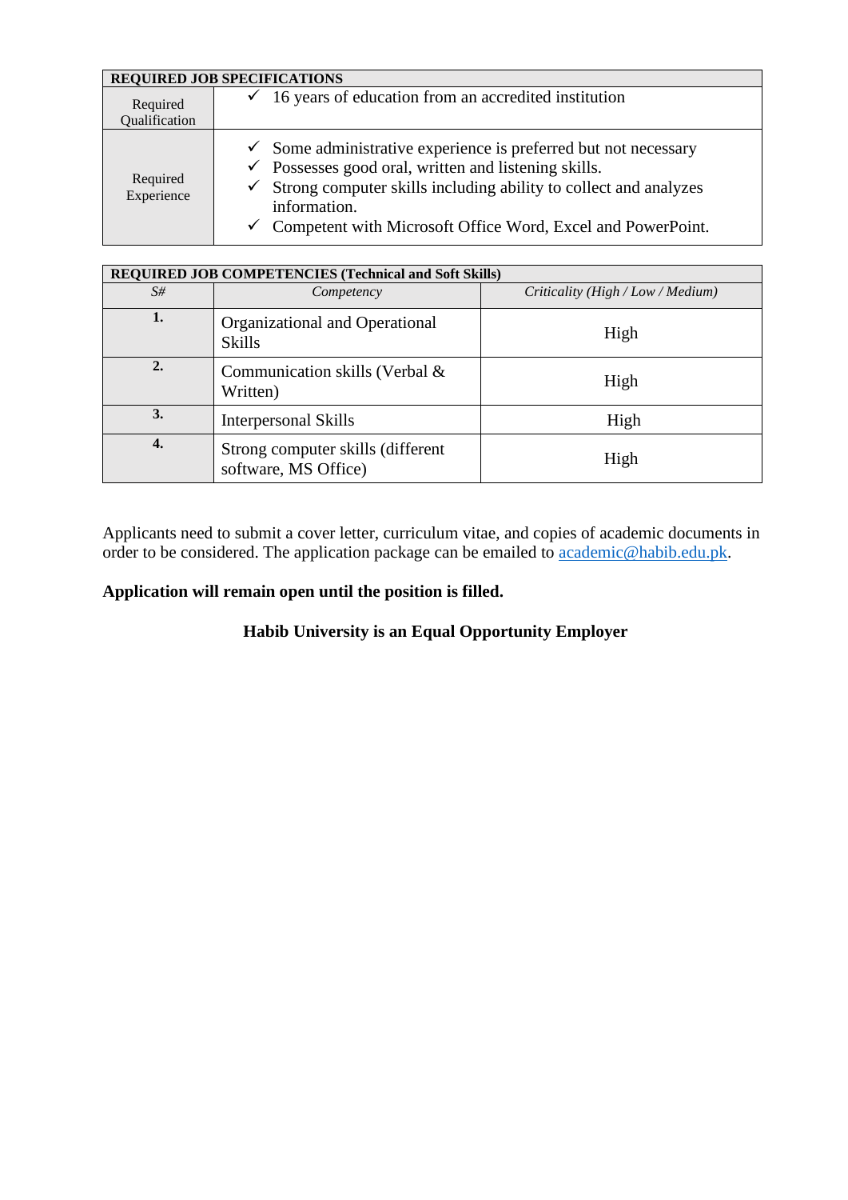| REQUIRED JOB SPECIFICATIONS | |
|---|---|
| Required Qualification | ✓ 16 years of education from an accredited institution |
| Required Experience | ✓ Some administrative experience is preferred but not necessary<br>✓ Possesses good oral, written and listening skills.<br>✓ Strong computer skills including ability to collect and analyzes information.<br>✓ Competent with Microsoft Office Word, Excel and PowerPoint. |

| REQUIRED JOB COMPETENCIES (Technical and Soft Skills) | | |
|---|---|---|
| *S#* | *Competency* | *Criticality (High / Low / Medium)* |
| **1.** | Organizational and Operational Skills | High |
| **2.** | Communication skills (Verbal & Written) | High |
| **3.** | Interpersonal Skills | High |
| **4.** | Strong computer skills (different software, MS Office) | High |

Applicants need to submit a cover letter, curriculum vitae, and copies of academic documents in order to be considered. The application package can be emailed to academic@habib.edu.pk.

**Application will remain open until the position is filled.**

**Habib University is an Equal Opportunity Employer**